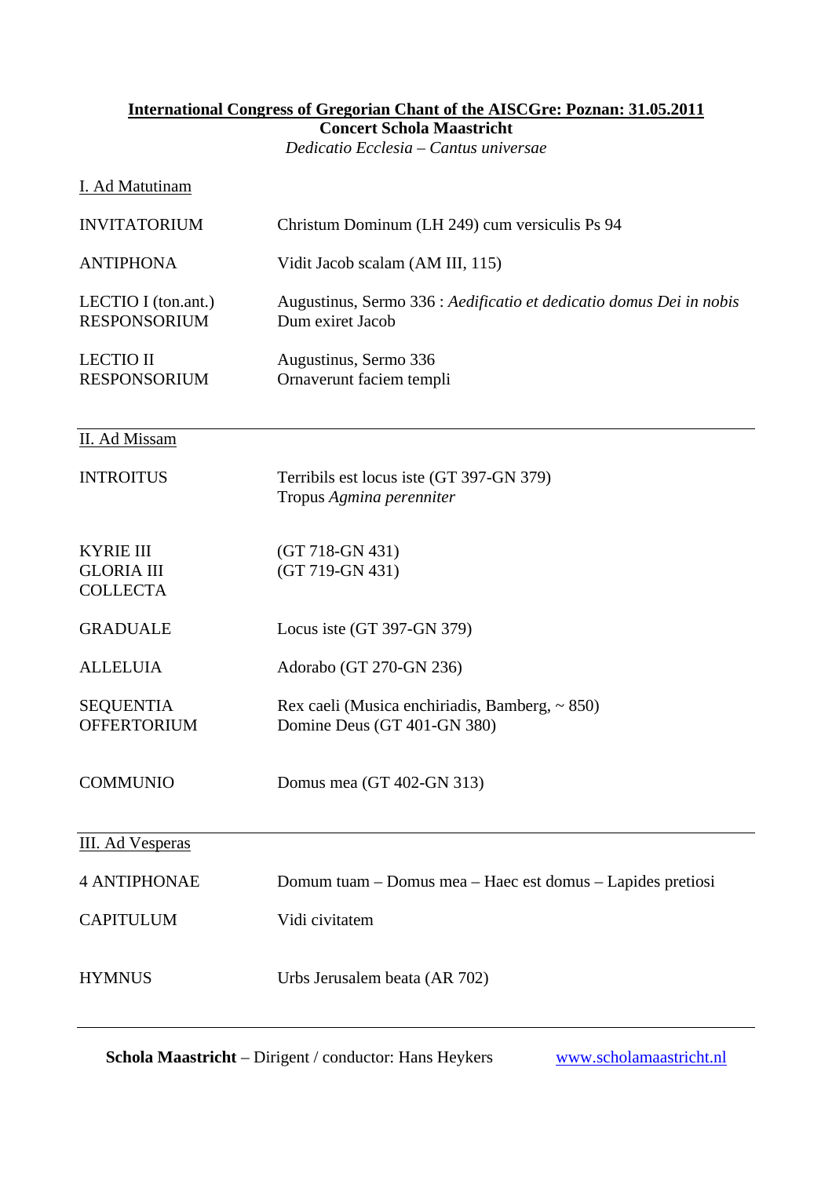**International Congress of Gregorian Chant of the AISCGre: Poznan: 31.05.2011**

**Concert Schola Maastricht**

*Dedicatio Ecclesia – Cantus universae*

## I. Ad Matutinam

| | |
|---|---|
| INVITATORIUM | Christum Dominum (LH 249) cum versiculis Ps 94 |
| ANTIPHONA | Vidit Jacob scalam (AM III, 115) |
| LECTIO I (ton.ant.) | Augustinus, Sermo 336 : *Aedificatio et dedicatio domus Dei in nobis* |
| RESPONSORIUM | Dum exiret Jacob |
| LECTIO II | Augustinus, Sermo 336 |
| RESPONSORIUM | Ornaverunt faciem templi |

## II. Ad Missam

| | |
|---|---|
| INTROITUS | Terribils est locus iste (GT 397-GN 379) |
| | Tropus *Agmina perenniter* |
| KYRIE III | (GT 718-GN 431) |
| GLORIA III | (GT 719-GN 431) |
| COLLECTA | |
| GRADUALE | Locus iste (GT 397-GN 379) |
| ALLELUIA | Adorabo (GT 270-GN 236) |
| SEQUENTIA | Rex caeli (Musica enchiriadis, Bamberg, ~ 850) |
| OFFERTORIUM | Domine Deus (GT 401-GN 380) |
| COMMUNIO | Domus mea (GT 402-GN 313) |

## III. Ad Vesperas

| | |
|---|---|
| 4 ANTIPHONAE | Domum tuam – Domus mea – Haec est domus – Lapides pretiosi |
| CAPITULUM | Vidi civitatem |
| HYMNUS | Urbs Jerusalem beata (AR 702) |

**Schola Maastricht** – Dirigent / conductor: Hans Heykers www.scholamaastricht.nl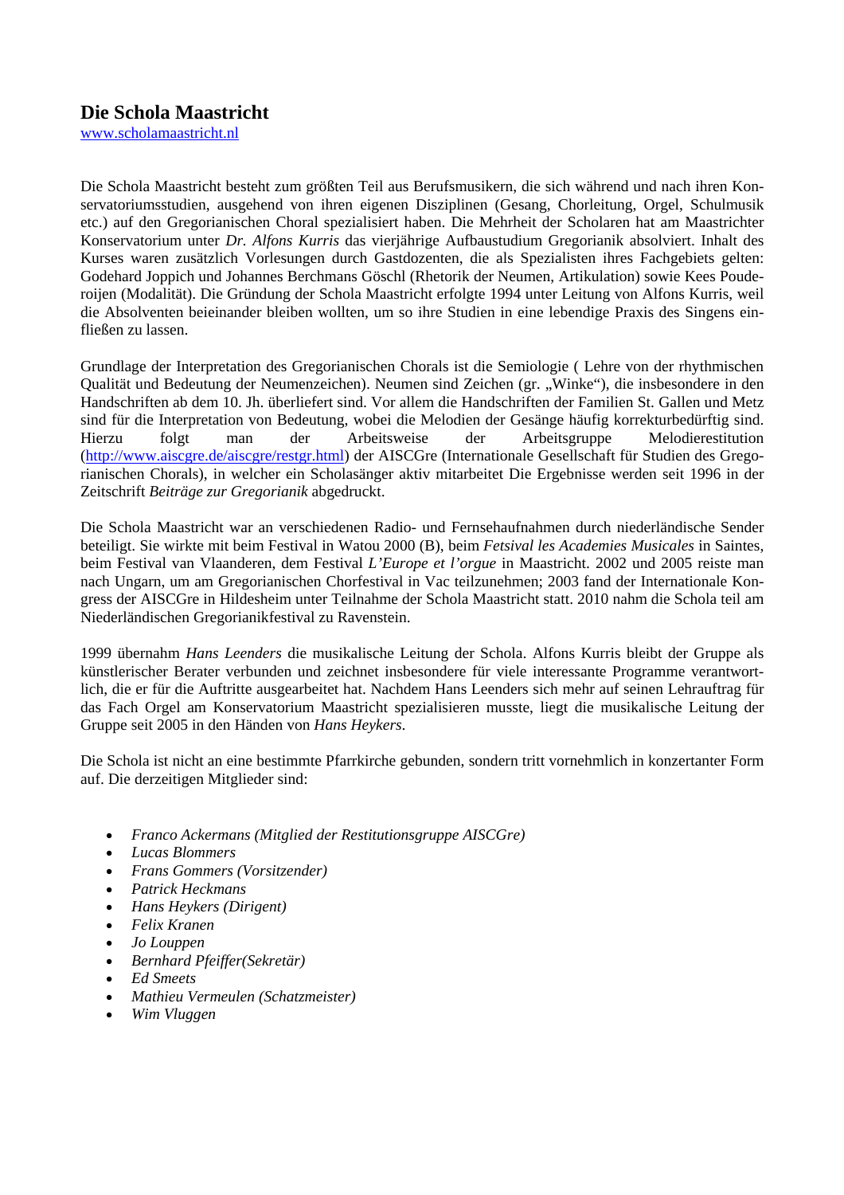# Die Schola Maastricht

www.scholamaastricht.nl

Die Schola Maastricht besteht zum größten Teil aus Berufsmusikern, die sich während und nach ihren Konservatoriumsstudien, ausgehend von ihren eigenen Disziplinen (Gesang, Chorleitung, Orgel, Schulmusik etc.) auf den Gregorianischen Choral spezialisiert haben. Die Mehrheit der Scholaren hat am Maastrichter Konservatorium unter *Dr. Alfons Kurris* das vierjährige Aufbaustudium Gregorianik absolviert. Inhalt des Kurses waren zusätzlich Vorlesungen durch Gastdozenten, die als Spezialisten ihres Fachgebiets gelten: Godehard Joppich und Johannes Berchmans Göschl (Rhetorik der Neumen, Artikulation) sowie Kees Pouderoijen (Modalität). Die Gründung der Schola Maastricht erfolgte 1994 unter Leitung von Alfons Kurris, weil die Absolventen beieinander bleiben wollten, um so ihre Studien in eine lebendige Praxis des Singens einfließen zu lassen.

Grundlage der Interpretation des Gregorianischen Chorals ist die Semiologie ( Lehre von der rhythmischen Qualität und Bedeutung der Neumenzeichen). Neumen sind Zeichen (gr. „Winke"), die insbesondere in den Handschriften ab dem 10. Jh. überliefert sind. Vor allem die Handschriften der Familien St. Gallen und Metz sind für die Interpretation von Bedeutung, wobei die Melodien der Gesänge häufig korrekturbedürftig sind. Hierzu folgt man der Arbeitsweise der Arbeitsgruppe Melodierestitution (http://www.aiscgre.de/aiscgre/restgr.html) der AISCGre (Internationale Gesellschaft für Studien des Gregorianischen Chorals), in welcher ein Scholasänger aktiv mitarbeitet Die Ergebnisse werden seit 1996 in der Zeitschrift *Beiträge zur Gregorianik* abgedruckt.

Die Schola Maastricht war an verschiedenen Radio- und Fernsehaufnahmen durch niederländische Sender beteiligt. Sie wirkte mit beim Festival in Watou 2000 (B), beim *Fetsival les Academies Musicales* in Saintes, beim Festival van Vlaanderen, dem Festival *L'Europe et l'orgue* in Maastricht. 2002 und 2005 reiste man nach Ungarn, um am Gregorianischen Chorfestival in Vac teilzunehmen; 2003 fand der Internationale Kongress der AISCGre in Hildesheim unter Teilnahme der Schola Maastricht statt. 2010 nahm die Schola teil am Niederländischen Gregorianikfestival zu Ravenstein.

1999 übernahm *Hans Leenders* die musikalische Leitung der Schola. Alfons Kurris bleibt der Gruppe als künstlerischer Berater verbunden und zeichnet insbesondere für viele interessante Programme verantwortlich, die er für die Auftritte ausgearbeitet hat. Nachdem Hans Leenders sich mehr auf seinen Lehrauftrag für das Fach Orgel am Konservatorium Maastricht spezialisieren musste, liegt die musikalische Leitung der Gruppe seit 2005 in den Händen von *Hans Heykers*.

Die Schola ist nicht an eine bestimmte Pfarrkirche gebunden, sondern tritt vornehmlich in konzertanter Form auf. Die derzeitigen Mitglieder sind:

- *Franco Ackermans (Mitglied der Restitutionsgruppe AISCGre)*
- *Lucas Blommers*
- *Frans Gommers (Vorsitzender)*
- *Patrick Heckmans*
- *Hans Heykers (Dirigent)*
- *Felix Kranen*
- *Jo Louppen*
- *Bernhard Pfeiffer(Sekretär)*
- *Ed Smeets*
- *Mathieu Vermeulen (Schatzmeister)*
- *Wim Vluggen*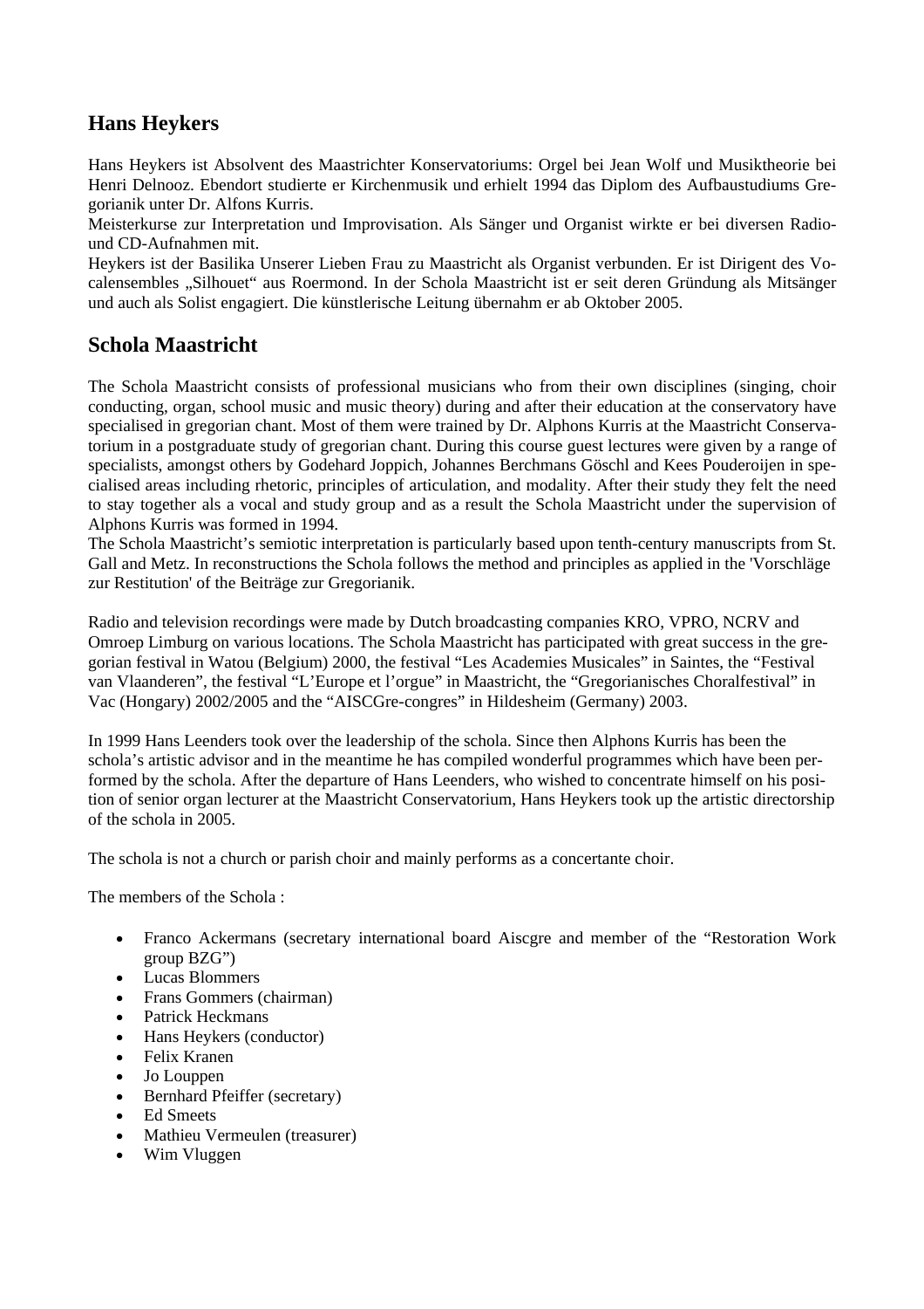## Hans Heykers

Hans Heykers ist Absolvent des Maastrichter Konservatoriums: Orgel bei Jean Wolf und Musiktheorie bei Henri Delnooz. Ebendort studierte er Kirchenmusik und erhielt 1994 das Diplom des Aufbaustudiums Gregorianik unter Dr. Alfons Kurris.

Meisterkurse zur Interpretation und Improvisation. Als Sänger und Organist wirkte er bei diversen Radio- und CD-Aufnahmen mit.

Heykers ist der Basilika Unserer Lieben Frau zu Maastricht als Organist verbunden. Er ist Dirigent des Vocalensembles „Silhouet“ aus Roermond. In der Schola Maastricht ist er seit deren Gründung als Mitsänger und auch als Solist engagiert. Die künstlerische Leitung übernahm er ab Oktober 2005.

## Schola Maastricht

The Schola Maastricht consists of professional musicians who from their own disciplines (singing, choir conducting, organ, school music and music theory) during and after their education at the conservatory have specialised in gregorian chant. Most of them were trained by Dr. Alphons Kurris at the Maastricht Conservatorium in a postgraduate study of gregorian chant. During this course guest lectures were given by a range of specialists, amongst others by Godehard Joppich, Johannes Berchmans Göschl and Kees Pouderoijen in specialised areas including rhetoric, principles of articulation, and modality. After their study they felt the need to stay together als a vocal and study group and as a result the Schola Maastricht under the supervision of Alphons Kurris was formed in 1994.

The Schola Maastricht's semiotic interpretation is particularly based upon tenth-century manuscripts from St. Gall and Metz. In reconstructions the Schola follows the method and principles as applied in the 'Vorschläge zur Restitution' of the Beiträge zur Gregorianik.

Radio and television recordings were made by Dutch broadcasting companies KRO, VPRO, NCRV and Omroep Limburg on various locations. The Schola Maastricht has participated with great success in the gregorian festival in Watou (Belgium) 2000, the festival “Les Academies Musicales” in Saintes, the “Festival van Vlaanderen”, the festival “L'Europe et l'orgue” in Maastricht, the “Gregorianisches Choralfestival” in Vac (Hongary) 2002/2005 and the “AISCGre-congres” in Hildesheim (Germany) 2003.

In 1999 Hans Leenders took over the leadership of the schola. Since then Alphons Kurris has been the schola's artistic advisor and in the meantime he has compiled wonderful programmes which have been performed by the schola. After the departure of Hans Leenders, who wished to concentrate himself on his position of senior organ lecturer at the Maastricht Conservatorium, Hans Heykers took up the artistic directorship of the schola in 2005.

The schola is not a church or parish choir and mainly performs as a concertante choir.

The members of the Schola :

- Franco Ackermans (secretary international board Aiscgre and member of the “Restoration Work group BZG”)
- Lucas Blommers
- Frans Gommers (chairman)
- Patrick Heckmans
- Hans Heykers (conductor)
- Felix Kranen
- Jo Louppen
- Bernhard Pfeiffer (secretary)
- Ed Smeets
- Mathieu Vermeulen (treasurer)
- Wim Vluggen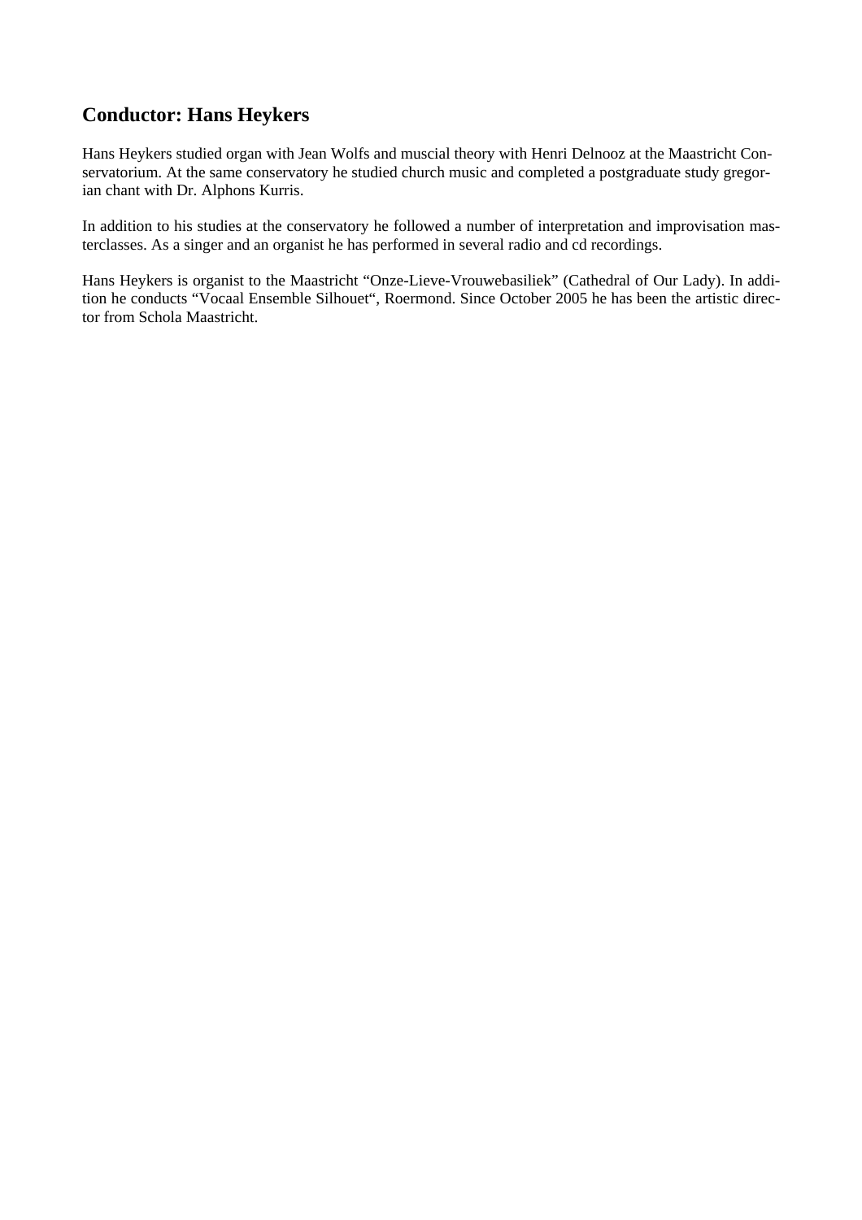## Conductor: Hans Heykers

Hans Heykers studied organ with Jean Wolfs and muscial theory with Henri Delnooz at the Maastricht Conservatorium. At the same conservatory he studied church music and completed a postgraduate study gregorian chant with Dr. Alphons Kurris.

In addition to his studies at the conservatory he followed a number of interpretation and improvisation masterclasses. As a singer and an organist he has performed in several radio and cd recordings.

Hans Heykers is organist to the Maastricht “Onze-Lieve-Vrouwebasiliek” (Cathedral of Our Lady). In addition he conducts “Vocaal Ensemble Silhouet“, Roermond. Since October 2005 he has been the artistic director from Schola Maastricht.